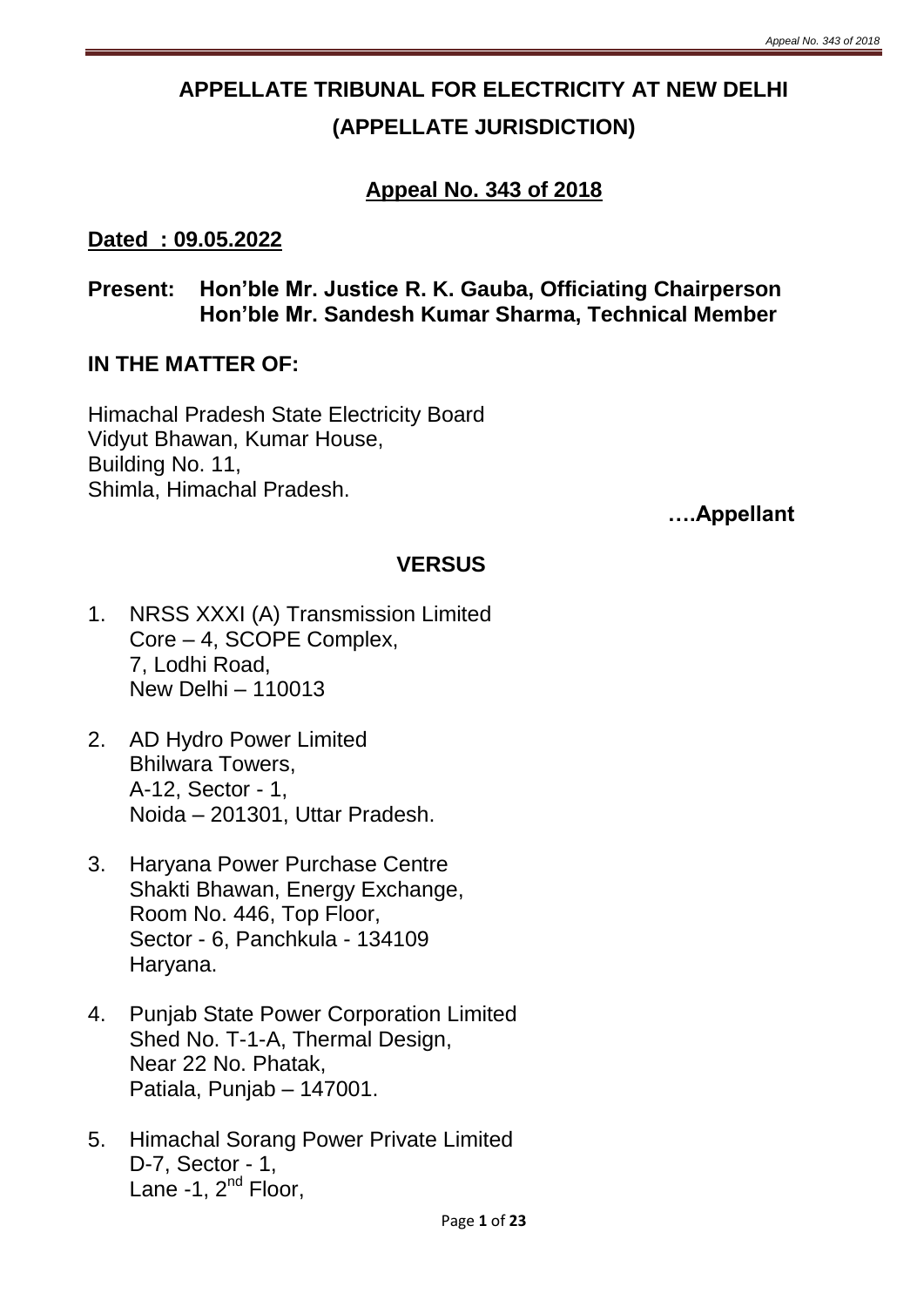# APPELLATE TRIBUNAL FOR ELECTRICITY AT NEW DELHI

## (APPELLATE JURISDICTION)

## Appeal No. 343 of 2018

**Dated : 09.05.2022**

**Present: Hon'ble Mr. Justice R. K. Gauba, Officiating Chairperson**
**Hon'ble Mr. Sandesh Kumar Sharma, Technical Member**

**IN THE MATTER OF:**

Himachal Pradesh State Electricity Board
Vidyut Bhawan, Kumar House,
Building No. 11,
Shimla, Himachal Pradesh.

**….Appellant**

**VERSUS**

1. NRSS XXXI (A) Transmission Limited
   Core – 4, SCOPE Complex,
   7, Lodhi Road,
   New Delhi – 110013

2. AD Hydro Power Limited
   Bhilwara Towers,
   A-12, Sector - 1,
   Noida – 201301, Uttar Pradesh.

3. Haryana Power Purchase Centre
   Shakti Bhawan, Energy Exchange,
   Room No. 446, Top Floor,
   Sector - 6, Panchkula - 134109
   Haryana.

4. Punjab State Power Corporation Limited
   Shed No. T-1-A, Thermal Design,
   Near 22 No. Phatak,
   Patiala, Punjab – 147001.

5. Himachal Sorang Power Private Limited
   D-7, Sector - 1,
   Lane -1, 2nd Floor,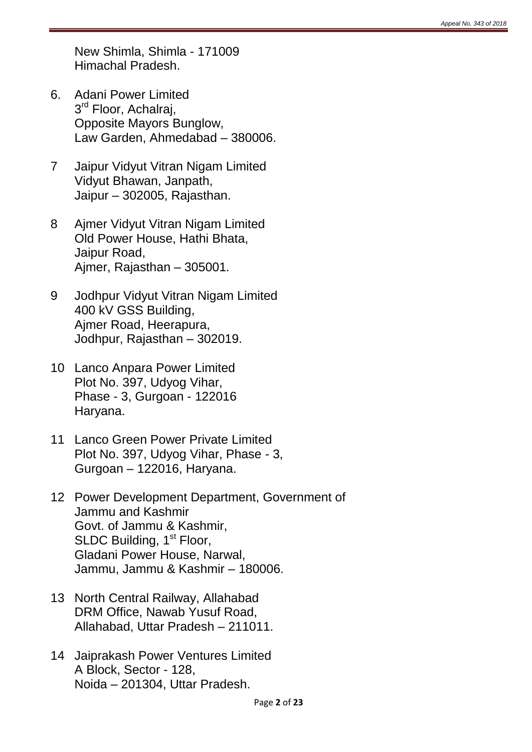New Shimla, Shimla - 171009
Himachal Pradesh.

6. Adani Power Limited
   3rd Floor, Achalraj,
   Opposite Mayors Bunglow,
   Law Garden, Ahmedabad – 380006.

7 Jaipur Vidyut Vitran Nigam Limited
   Vidyut Bhawan, Janpath,
   Jaipur – 302005, Rajasthan.

8 Ajmer Vidyut Vitran Nigam Limited
   Old Power House, Hathi Bhata,
   Jaipur Road,
   Ajmer, Rajasthan – 305001.

9 Jodhpur Vidyut Vitran Nigam Limited
   400 kV GSS Building,
   Ajmer Road, Heerapura,
   Jodhpur, Rajasthan – 302019.

10 Lanco Anpara Power Limited
   Plot No. 397, Udyog Vihar,
   Phase - 3, Gurgoan - 122016
   Haryana.

11 Lanco Green Power Private Limited
   Plot No. 397, Udyog Vihar, Phase - 3,
   Gurgoan – 122016, Haryana.

12 Power Development Department, Government of Jammu and Kashmir
   Govt. of Jammu & Kashmir,
   SLDC Building, 1st Floor,
   Gladani Power House, Narwal,
   Jammu, Jammu & Kashmir – 180006.

13 North Central Railway, Allahabad
   DRM Office, Nawab Yusuf Road,
   Allahabad, Uttar Pradesh – 211011.

14 Jaiprakash Power Ventures Limited
   A Block, Sector - 128,
   Noida – 201304, Uttar Pradesh.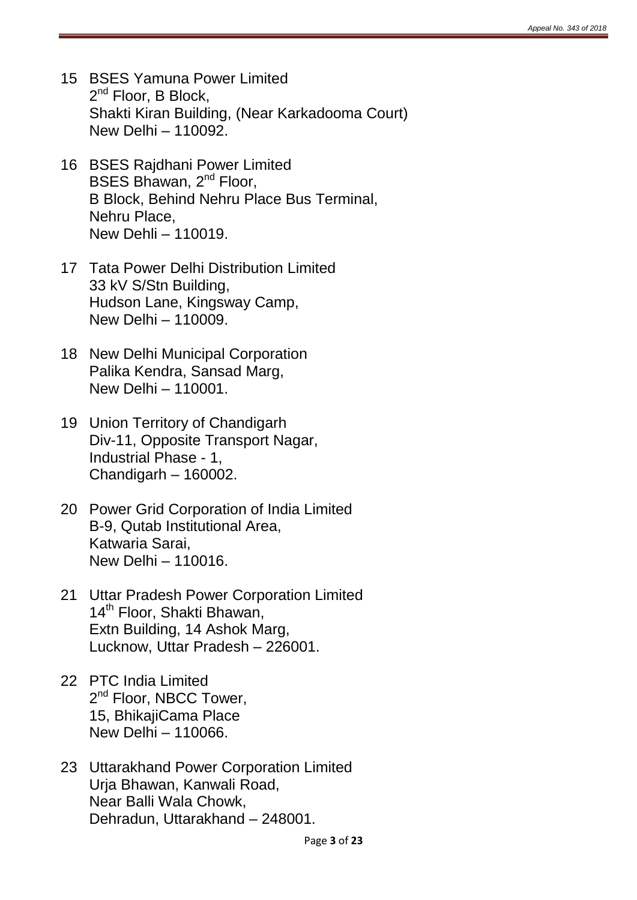15 BSES Yamuna Power Limited
2nd Floor, B Block,
Shakti Kiran Building, (Near Karkadooma Court)
New Delhi – 110092.

16 BSES Rajdhani Power Limited
BSES Bhawan, 2nd Floor,
B Block, Behind Nehru Place Bus Terminal,
Nehru Place,
New Dehli – 110019.

17 Tata Power Delhi Distribution Limited
33 kV S/Stn Building,
Hudson Lane, Kingsway Camp,
New Delhi – 110009.

18 New Delhi Municipal Corporation
Palika Kendra, Sansad Marg,
New Delhi – 110001.

19 Union Territory of Chandigarh
Div-11, Opposite Transport Nagar,
Industrial Phase - 1,
Chandigarh – 160002.

20 Power Grid Corporation of India Limited
B-9, Qutab Institutional Area,
Katwaria Sarai,
New Delhi – 110016.

21 Uttar Pradesh Power Corporation Limited
14th Floor, Shakti Bhawan,
Extn Building, 14 Ashok Marg,
Lucknow, Uttar Pradesh – 226001.

22 PTC India Limited
2nd Floor, NBCC Tower,
15, BhikajiCama Place
New Delhi – 110066.

23 Uttarakhand Power Corporation Limited
Urja Bhawan, Kanwali Road,
Near Balli Wala Chowk,
Dehradun, Uttarakhand – 248001.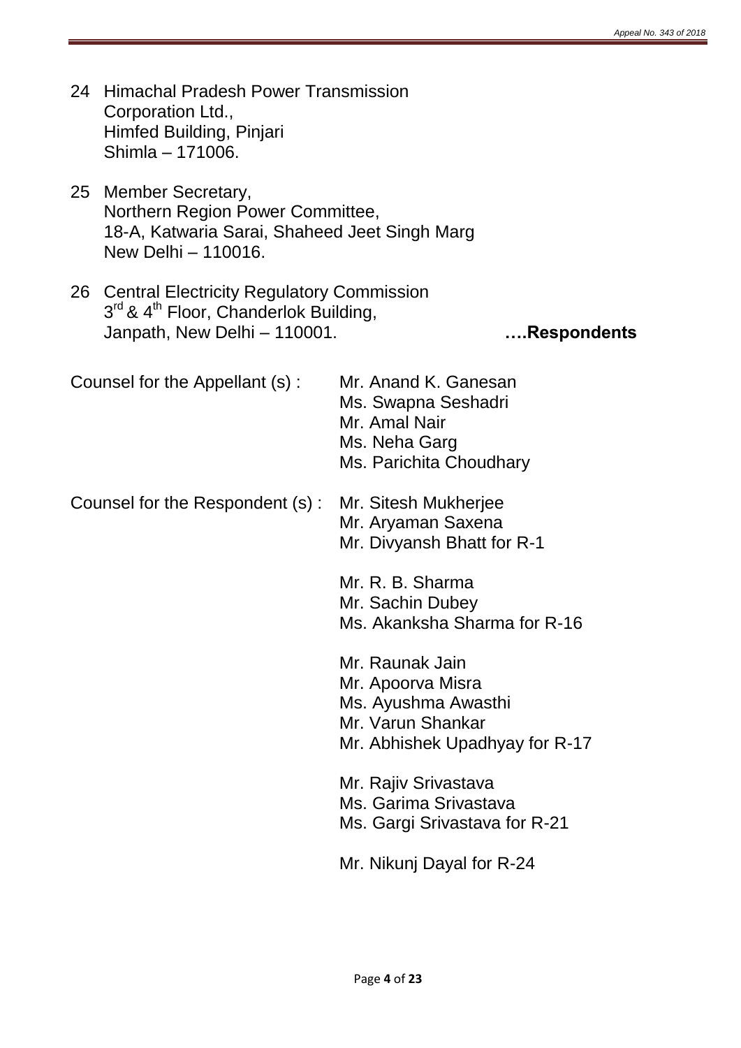24 Himachal Pradesh Power Transmission Corporation Ltd.,
Himfed Building, Pinjari
Shimla – 171006.

25 Member Secretary,
Northern Region Power Committee,
18-A, Katwaria Sarai, Shaheed Jeet Singh Marg
New Delhi – 110016.

26 Central Electricity Regulatory Commission
3rd & 4th Floor, Chanderlok Building,
Janpath, New Delhi – 110001. **….Respondents**

Counsel for the Appellant (s) : Mr. Anand K. Ganesan
Ms. Swapna Seshadri
Mr. Amal Nair
Ms. Neha Garg
Ms. Parichita Choudhary

Counsel for the Respondent (s) : Mr. Sitesh Mukherjee
Mr. Aryaman Saxena
Mr. Divyansh Bhatt for R-1

Mr. R. B. Sharma
Mr. Sachin Dubey
Ms. Akanksha Sharma for R-16

Mr. Raunak Jain
Mr. Apoorva Misra
Ms. Ayushma Awasthi
Mr. Varun Shankar
Mr. Abhishek Upadhyay for R-17

Mr. Rajiv Srivastava
Ms. Garima Srivastava
Ms. Gargi Srivastava for R-21

Mr. Nikunj Dayal for R-24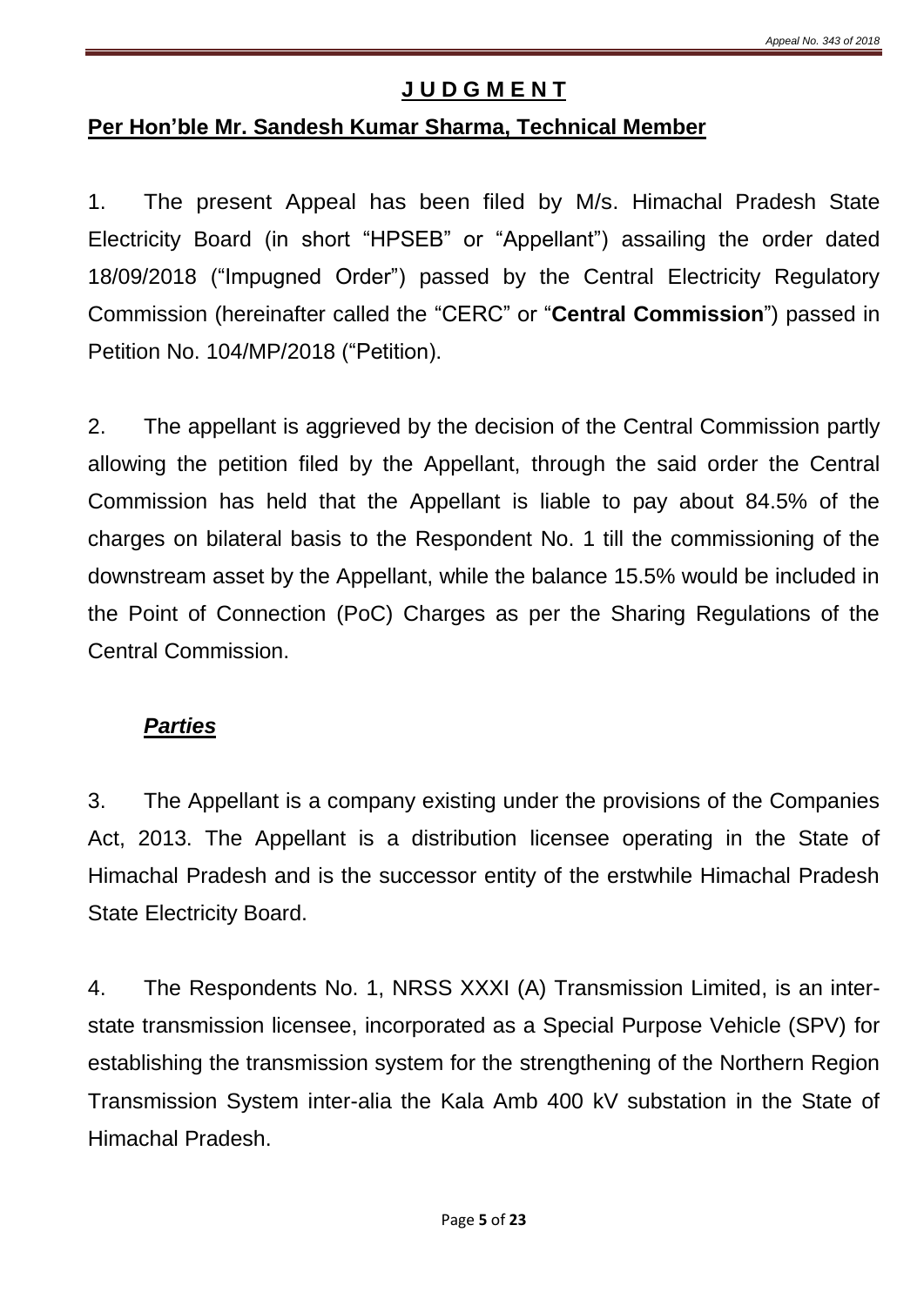# J U D G M E N T

## Per Hon'ble Mr. Sandesh Kumar Sharma, Technical Member

1. The present Appeal has been filed by M/s. Himachal Pradesh State Electricity Board (in short "HPSEB" or "Appellant") assailing the order dated 18/09/2018 ("Impugned Order") passed by the Central Electricity Regulatory Commission (hereinafter called the "CERC" or "**Central Commission**") passed in Petition No. 104/MP/2018 ("Petition).

2. The appellant is aggrieved by the decision of the Central Commission partly allowing the petition filed by the Appellant, through the said order the Central Commission has held that the Appellant is liable to pay about 84.5% of the charges on bilateral basis to the Respondent No. 1 till the commissioning of the downstream asset by the Appellant, while the balance 15.5% would be included in the Point of Connection (PoC) Charges as per the Sharing Regulations of the Central Commission.

### ***Parties***

3. The Appellant is a company existing under the provisions of the Companies Act, 2013. The Appellant is a distribution licensee operating in the State of Himachal Pradesh and is the successor entity of the erstwhile Himachal Pradesh State Electricity Board.

4. The Respondents No. 1, NRSS XXXI (A) Transmission Limited, is an inter-state transmission licensee, incorporated as a Special Purpose Vehicle (SPV) for establishing the transmission system for the strengthening of the Northern Region Transmission System inter-alia the Kala Amb 400 kV substation in the State of Himachal Pradesh.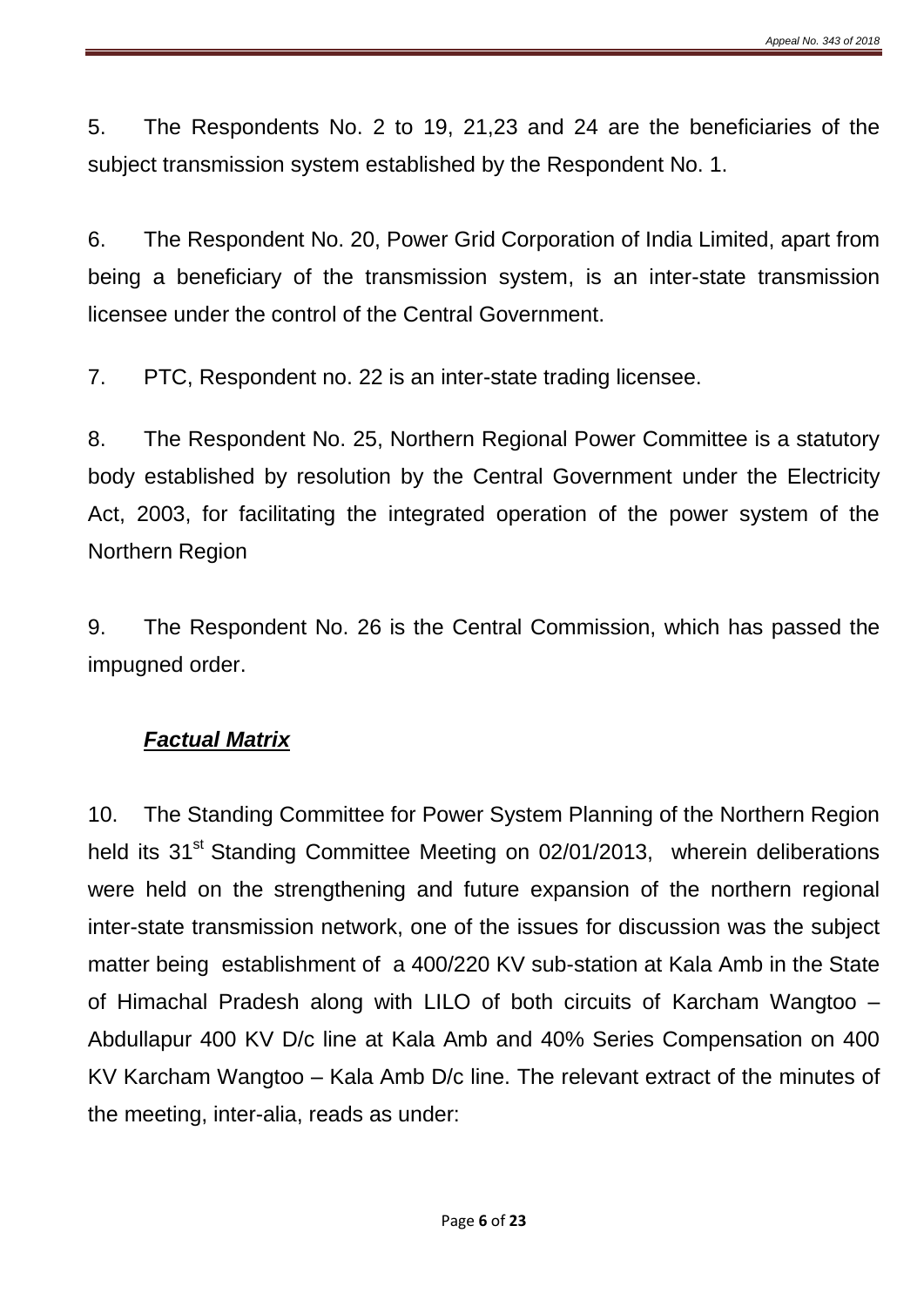5. The Respondents No. 2 to 19, 21,23 and 24 are the beneficiaries of the subject transmission system established by the Respondent No. 1.

6. The Respondent No. 20, Power Grid Corporation of India Limited, apart from being a beneficiary of the transmission system, is an inter-state transmission licensee under the control of the Central Government.

7. PTC, Respondent no. 22 is an inter-state trading licensee.

8. The Respondent No. 25, Northern Regional Power Committee is a statutory body established by resolution by the Central Government under the Electricity Act, 2003, for facilitating the integrated operation of the power system of the Northern Region

9. The Respondent No. 26 is the Central Commission, which has passed the impugned order.

***Factual Matrix***

10. The Standing Committee for Power System Planning of the Northern Region held its 31st Standing Committee Meeting on 02/01/2013, wherein deliberations were held on the strengthening and future expansion of the northern regional inter-state transmission network, one of the issues for discussion was the subject matter being establishment of a 400/220 KV sub-station at Kala Amb in the State of Himachal Pradesh along with LILO of both circuits of Karcham Wangtoo – Abdullapur 400 KV D/c line at Kala Amb and 40% Series Compensation on 400 KV Karcham Wangtoo – Kala Amb D/c line. The relevant extract of the minutes of the meeting, inter-alia, reads as under: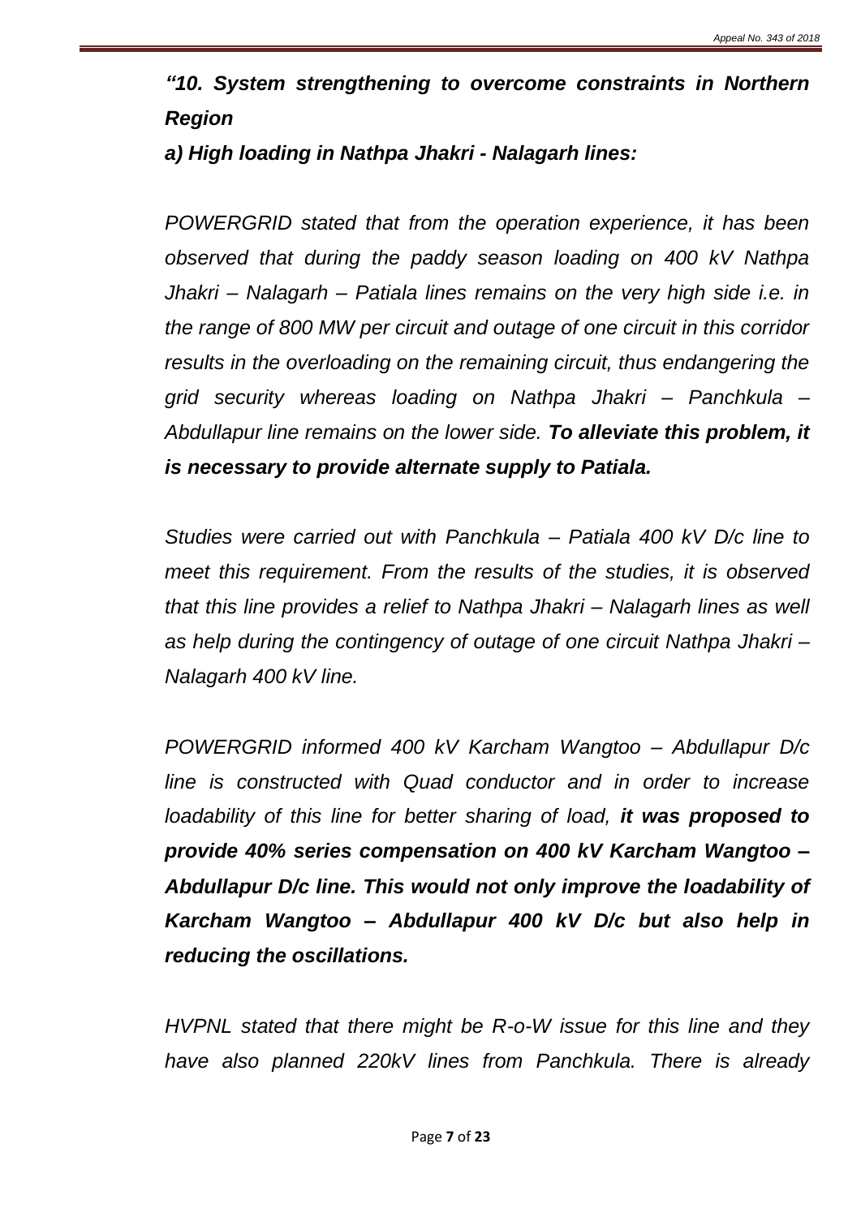***"10. System strengthening to overcome constraints in Northern Region***

***a) High loading in Nathpa Jhakri - Nalagarh lines:***

*POWERGRID stated that from the operation experience, it has been observed that during the paddy season loading on 400 kV Nathpa Jhakri – Nalagarh – Patiala lines remains on the very high side i.e. in the range of 800 MW per circuit and outage of one circuit in this corridor results in the overloading on the remaining circuit, thus endangering the grid security whereas loading on Nathpa Jhakri – Panchkula – Abdullapur line remains on the lower side.* ***To alleviate this problem, it is necessary to provide alternate supply to Patiala.***

*Studies were carried out with Panchkula – Patiala 400 kV D/c line to meet this requirement. From the results of the studies, it is observed that this line provides a relief to Nathpa Jhakri – Nalagarh lines as well as help during the contingency of outage of one circuit Nathpa Jhakri – Nalagarh 400 kV line.*

*POWERGRID informed 400 kV Karcham Wangtoo – Abdullapur D/c line is constructed with Quad conductor and in order to increase loadability of this line for better sharing of load,* ***it was proposed to provide 40% series compensation on 400 kV Karcham Wangtoo – Abdullapur D/c line. This would not only improve the loadability of Karcham Wangtoo – Abdullapur 400 kV D/c but also help in reducing the oscillations.***

*HVPNL stated that there might be R-o-W issue for this line and they have also planned 220kV lines from Panchkula. There is already*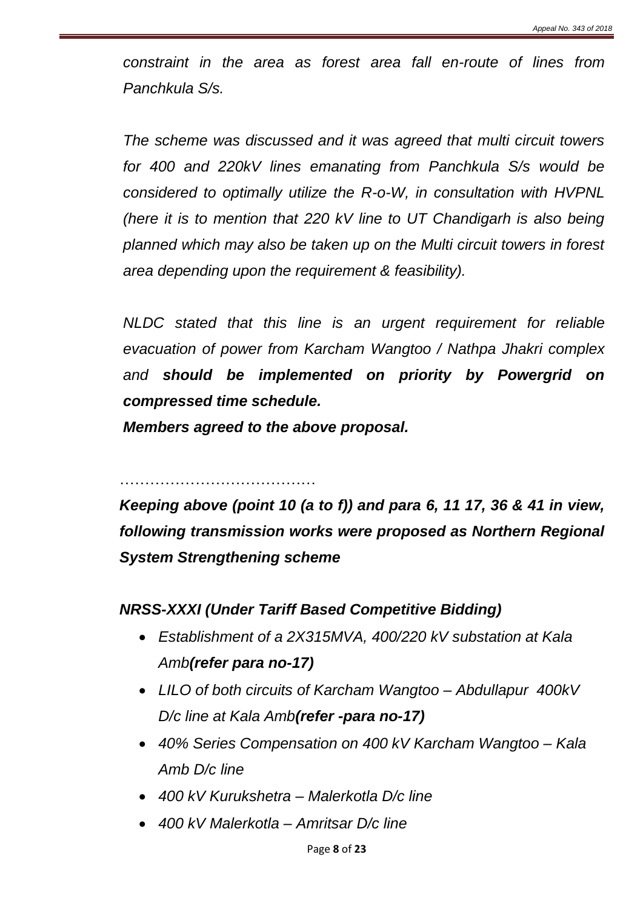*constraint in the area as forest area fall en-route of lines from Panchkula S/s.*

*The scheme was discussed and it was agreed that multi circuit towers for 400 and 220kV lines emanating from Panchkula S/s would be considered to optimally utilize the R-o-W, in consultation with HVPNL (here it is to mention that 220 kV line to UT Chandigarh is also being planned which may also be taken up on the Multi circuit towers in forest area depending upon the requirement & feasibility).*

*NLDC stated that this line is an urgent requirement for reliable evacuation of power from Karcham Wangtoo / Nathpa Jhakri complex and* ***should be implemented on priority by Powergrid on compressed time schedule.***

***Members agreed to the above proposal.***

…………………………………

***Keeping above (point 10 (a to f)) and para 6, 11 17, 36 & 41 in view, following transmission works were proposed as Northern Regional System Strengthening scheme***

***NRSS-XXXI (Under Tariff Based Competitive Bidding)***

- *Establishment of a 2X315MVA, 400/220 kV substation at Kala Amb**(refer para no-17)***
- *LILO of both circuits of Karcham Wangtoo – Abdullapur 400kV D/c line at Kala Amb**(refer -para no-17)***
- *40% Series Compensation on 400 kV Karcham Wangtoo – Kala Amb D/c line*
- *400 kV Kurukshetra – Malerkotla D/c line*
- *400 kV Malerkotla – Amritsar D/c line*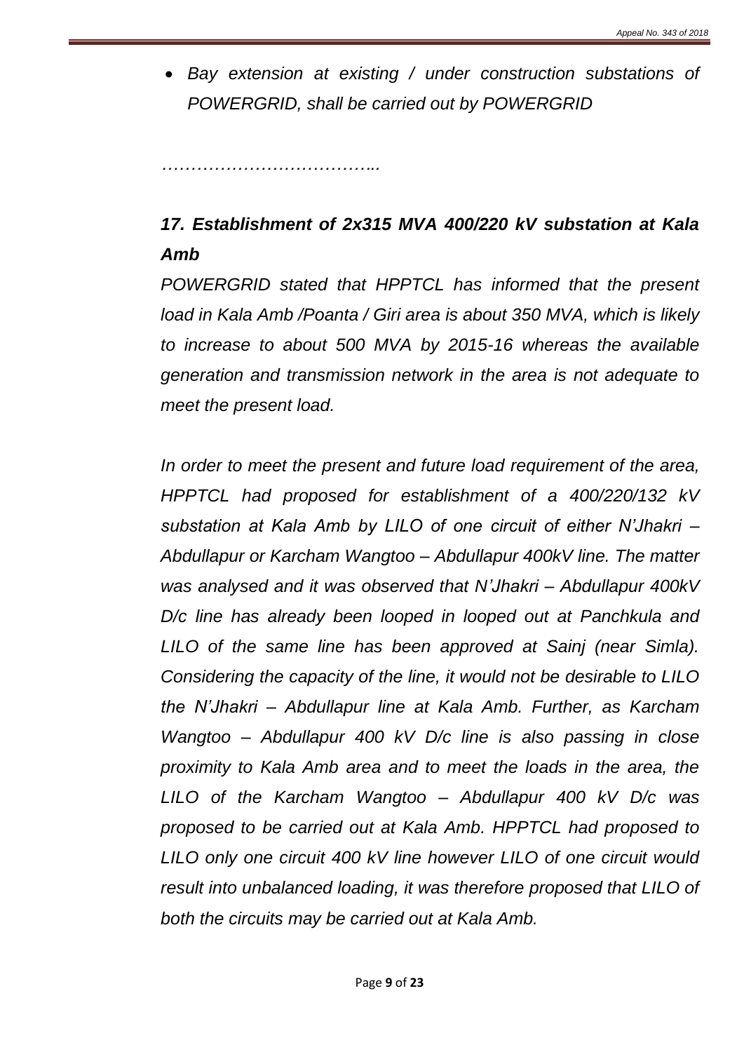- *Bay extension at existing / under construction substations of POWERGRID, shall be carried out by POWERGRID*

*………………………………..*

***17. Establishment of 2x315 MVA 400/220 kV substation at Kala Amb***

*POWERGRID stated that HPPTCL has informed that the present load in Kala Amb /Poanta / Giri area is about 350 MVA, which is likely to increase to about 500 MVA by 2015-16 whereas the available generation and transmission network in the area is not adequate to meet the present load.*

*In order to meet the present and future load requirement of the area, HPPTCL had proposed for establishment of a 400/220/132 kV substation at Kala Amb by LILO of one circuit of either N'Jhakri – Abdullapur or Karcham Wangtoo – Abdullapur 400kV line. The matter was analysed and it was observed that N'Jhakri – Abdullapur 400kV D/c line has already been looped in looped out at Panchkula and LILO of the same line has been approved at Sainj (near Simla). Considering the capacity of the line, it would not be desirable to LILO the N'Jhakri – Abdullapur line at Kala Amb. Further, as Karcham Wangtoo – Abdullapur 400 kV D/c line is also passing in close proximity to Kala Amb area and to meet the loads in the area, the LILO of the Karcham Wangtoo – Abdullapur 400 kV D/c was proposed to be carried out at Kala Amb. HPPTCL had proposed to LILO only one circuit 400 kV line however LILO of one circuit would result into unbalanced loading, it was therefore proposed that LILO of both the circuits may be carried out at Kala Amb.*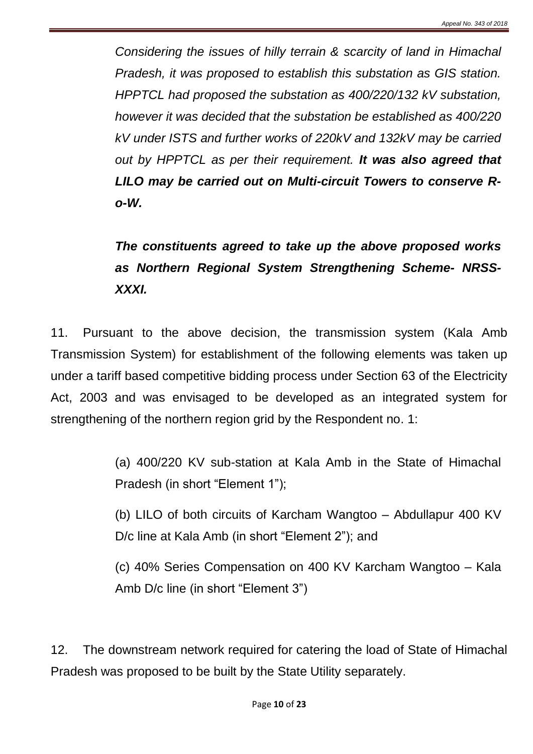*Considering the issues of hilly terrain & scarcity of land in Himachal Pradesh, it was proposed to establish this substation as GIS station. HPPTCL had proposed the substation as 400/220/132 kV substation, however it was decided that the substation be established as 400/220 kV under ISTS and further works of 220kV and 132kV may be carried out by HPPTCL as per their requirement.* ***It was also agreed that LILO may be carried out on Multi-circuit Towers to conserve R-o-W.***

***The constituents agreed to take up the above proposed works as Northern Regional System Strengthening Scheme- NRSS-XXXI.***

11. Pursuant to the above decision, the transmission system (Kala Amb Transmission System) for establishment of the following elements was taken up under a tariff based competitive bidding process under Section 63 of the Electricity Act, 2003 and was envisaged to be developed as an integrated system for strengthening of the northern region grid by the Respondent no. 1:

(a) 400/220 KV sub-station at Kala Amb in the State of Himachal Pradesh (in short "Element 1");

(b) LILO of both circuits of Karcham Wangtoo – Abdullapur 400 KV D/c line at Kala Amb (in short "Element 2"); and

(c) 40% Series Compensation on 400 KV Karcham Wangtoo – Kala Amb D/c line (in short "Element 3")

12. The downstream network required for catering the load of State of Himachal Pradesh was proposed to be built by the State Utility separately.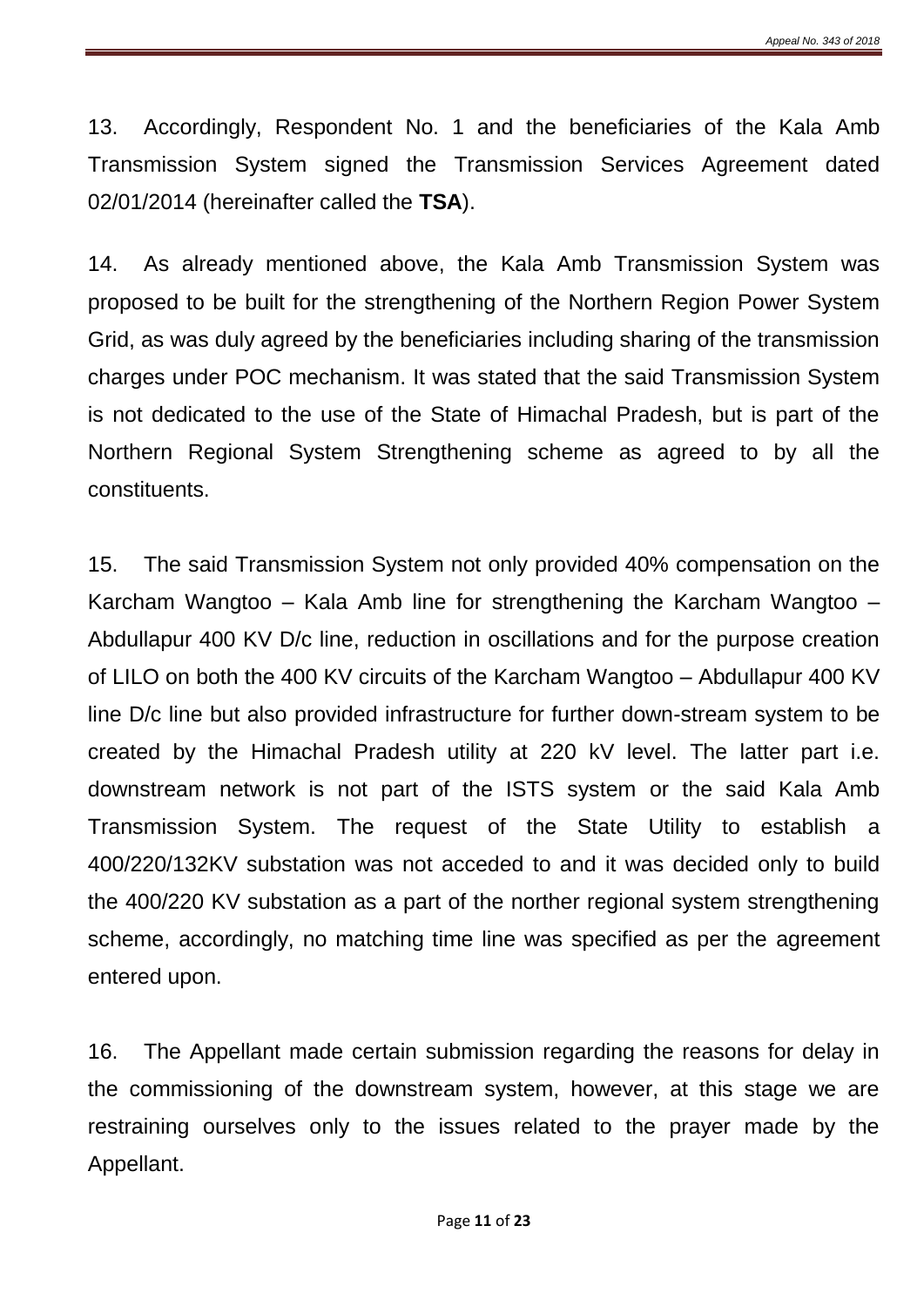13. Accordingly, Respondent No. 1 and the beneficiaries of the Kala Amb Transmission System signed the Transmission Services Agreement dated 02/01/2014 (hereinafter called the **TSA**).

14. As already mentioned above, the Kala Amb Transmission System was proposed to be built for the strengthening of the Northern Region Power System Grid, as was duly agreed by the beneficiaries including sharing of the transmission charges under POC mechanism. It was stated that the said Transmission System is not dedicated to the use of the State of Himachal Pradesh, but is part of the Northern Regional System Strengthening scheme as agreed to by all the constituents.

15. The said Transmission System not only provided 40% compensation on the Karcham Wangtoo – Kala Amb line for strengthening the Karcham Wangtoo – Abdullapur 400 KV D/c line, reduction in oscillations and for the purpose creation of LILO on both the 400 KV circuits of the Karcham Wangtoo – Abdullapur 400 KV line D/c line but also provided infrastructure for further down-stream system to be created by the Himachal Pradesh utility at 220 kV level. The latter part i.e. downstream network is not part of the ISTS system or the said Kala Amb Transmission System. The request of the State Utility to establish a 400/220/132KV substation was not acceded to and it was decided only to build the 400/220 KV substation as a part of the norther regional system strengthening scheme, accordingly, no matching time line was specified as per the agreement entered upon.

16. The Appellant made certain submission regarding the reasons for delay in the commissioning of the downstream system, however, at this stage we are restraining ourselves only to the issues related to the prayer made by the Appellant.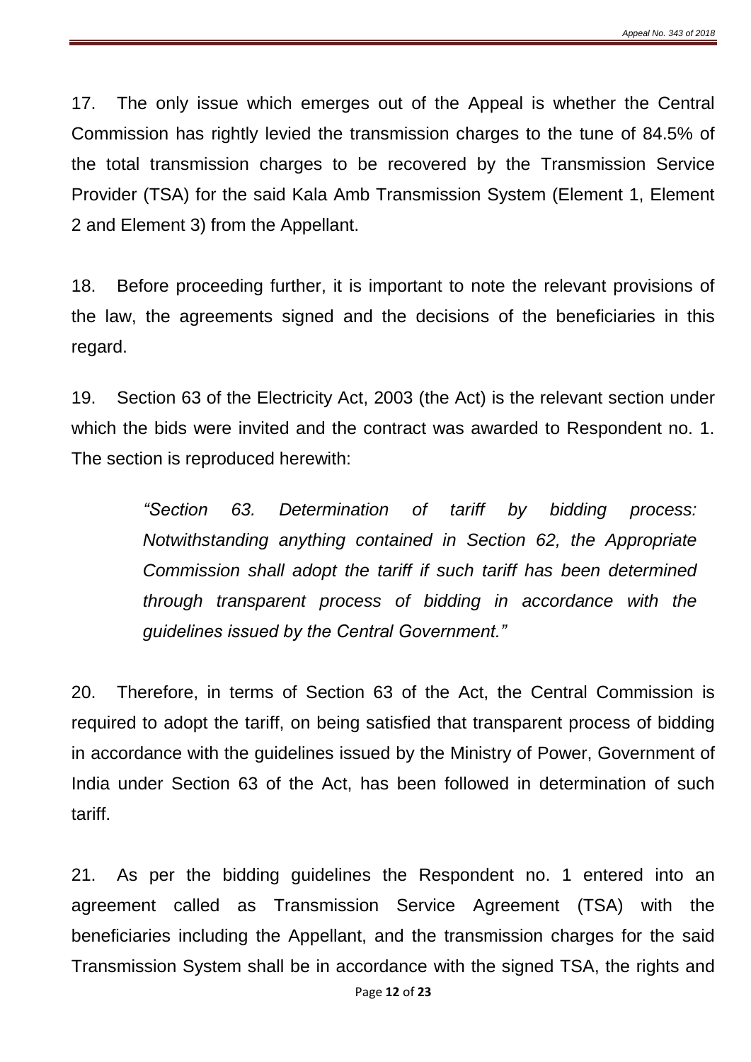17. The only issue which emerges out of the Appeal is whether the Central Commission has rightly levied the transmission charges to the tune of 84.5% of the total transmission charges to be recovered by the Transmission Service Provider (TSA) for the said Kala Amb Transmission System (Element 1, Element 2 and Element 3) from the Appellant.

18. Before proceeding further, it is important to note the relevant provisions of the law, the agreements signed and the decisions of the beneficiaries in this regard.

19. Section 63 of the Electricity Act, 2003 (the Act) is the relevant section under which the bids were invited and the contract was awarded to Respondent no. 1. The section is reproduced herewith:

> *"Section 63. Determination of tariff by bidding process: Notwithstanding anything contained in Section 62, the Appropriate Commission shall adopt the tariff if such tariff has been determined through transparent process of bidding in accordance with the guidelines issued by the Central Government."*

20. Therefore, in terms of Section 63 of the Act, the Central Commission is required to adopt the tariff, on being satisfied that transparent process of bidding in accordance with the guidelines issued by the Ministry of Power, Government of India under Section 63 of the Act, has been followed in determination of such tariff.

21. As per the bidding guidelines the Respondent no. 1 entered into an agreement called as Transmission Service Agreement (TSA) with the beneficiaries including the Appellant, and the transmission charges for the said Transmission System shall be in accordance with the signed TSA, the rights and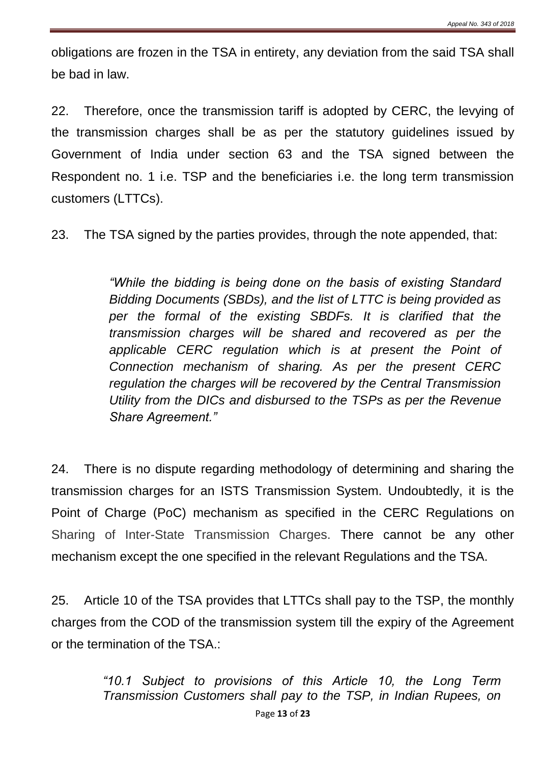obligations are frozen in the TSA in entirety, any deviation from the said TSA shall be bad in law.

22. Therefore, once the transmission tariff is adopted by CERC, the levying of the transmission charges shall be as per the statutory guidelines issued by Government of India under section 63 and the TSA signed between the Respondent no. 1 i.e. TSP and the beneficiaries i.e. the long term transmission customers (LTTCs).

23. The TSA signed by the parties provides, through the note appended, that:

> *"While the bidding is being done on the basis of existing Standard Bidding Documents (SBDs), and the list of LTTC is being provided as per the formal of the existing SBDFs. It is clarified that the transmission charges will be shared and recovered as per the applicable CERC regulation which is at present the Point of Connection mechanism of sharing. As per the present CERC regulation the charges will be recovered by the Central Transmission Utility from the DICs and disbursed to the TSPs as per the Revenue Share Agreement."*

24. There is no dispute regarding methodology of determining and sharing the transmission charges for an ISTS Transmission System. Undoubtedly, it is the Point of Charge (PoC) mechanism as specified in the CERC Regulations on Sharing of Inter-State Transmission Charges. There cannot be any other mechanism except the one specified in the relevant Regulations and the TSA.

25. Article 10 of the TSA provides that LTTCs shall pay to the TSP, the monthly charges from the COD of the transmission system till the expiry of the Agreement or the termination of the TSA.:

> *"10.1 Subject to provisions of this Article 10, the Long Term Transmission Customers shall pay to the TSP, in Indian Rupees, on*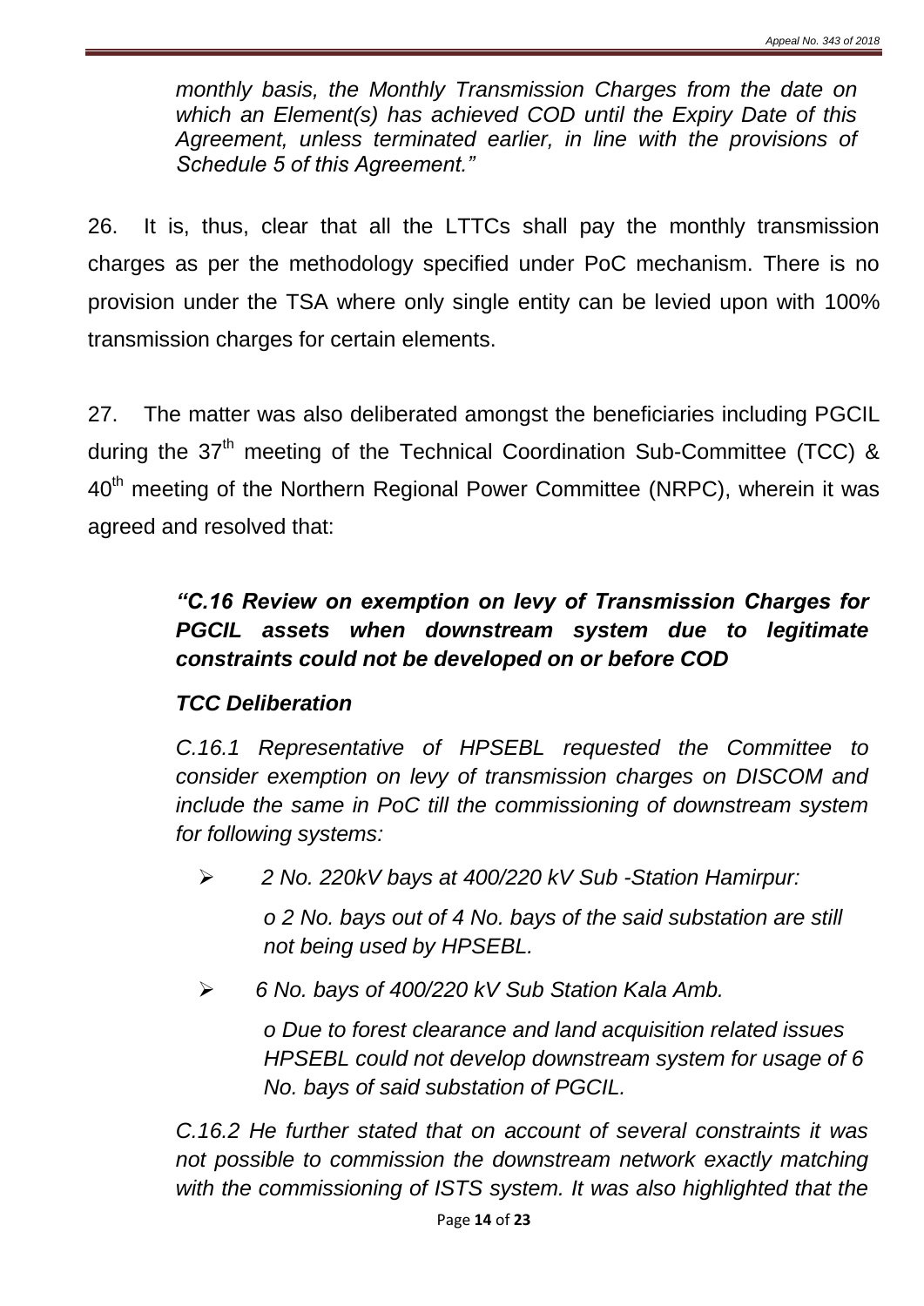*monthly basis, the Monthly Transmission Charges from the date on which an Element(s) has achieved COD until the Expiry Date of this Agreement, unless terminated earlier, in line with the provisions of Schedule 5 of this Agreement."*

26. It is, thus, clear that all the LTTCs shall pay the monthly transmission charges as per the methodology specified under PoC mechanism. There is no provision under the TSA where only single entity can be levied upon with 100% transmission charges for certain elements.

27. The matter was also deliberated amongst the beneficiaries including PGCIL during the 37th meeting of the Technical Coordination Sub-Committee (TCC) & 40th meeting of the Northern Regional Power Committee (NRPC), wherein it was agreed and resolved that:

> ***"C.16 Review on exemption on levy of Transmission Charges for PGCIL assets when downstream system due to legitimate constraints could not be developed on or before COD***
>
> ***TCC Deliberation***
>
> *C.16.1 Representative of HPSEBL requested the Committee to consider exemption on levy of transmission charges on DISCOM and include the same in PoC till the commissioning of downstream system for following systems:*
>
> - *2 No. 220kV bays at 400/220 kV Sub -Station Hamirpur:*
>     - *2 No. bays out of 4 No. bays of the said substation are still not being used by HPSEBL.*
> - *6 No. bays of 400/220 kV Sub Station Kala Amb.*
>     - *Due to forest clearance and land acquisition related issues HPSEBL could not develop downstream system for usage of 6 No. bays of said substation of PGCIL.*
>
> *C.16.2 He further stated that on account of several constraints it was not possible to commission the downstream network exactly matching with the commissioning of ISTS system. It was also highlighted that the*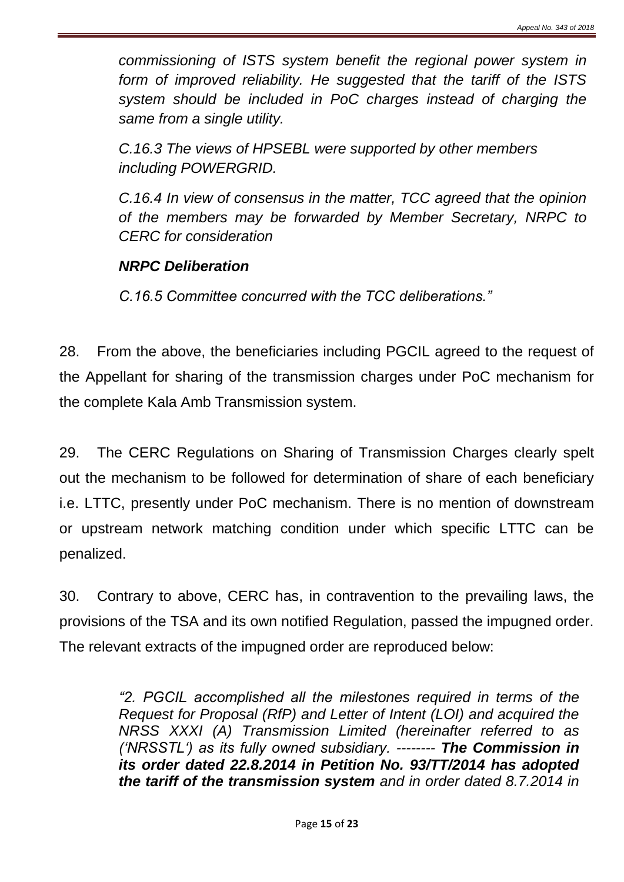*commissioning of ISTS system benefit the regional power system in form of improved reliability. He suggested that the tariff of the ISTS system should be included in PoC charges instead of charging the same from a single utility.*

*C.16.3 The views of HPSEBL were supported by other members including POWERGRID.*

*C.16.4 In view of consensus in the matter, TCC agreed that the opinion of the members may be forwarded by Member Secretary, NRPC to CERC for consideration*

***NRPC Deliberation***

*C.16.5 Committee concurred with the TCC deliberations."*

28. From the above, the beneficiaries including PGCIL agreed to the request of the Appellant for sharing of the transmission charges under PoC mechanism for the complete Kala Amb Transmission system.

29. The CERC Regulations on Sharing of Transmission Charges clearly spelt out the mechanism to be followed for determination of share of each beneficiary i.e. LTTC, presently under PoC mechanism. There is no mention of downstream or upstream network matching condition under which specific LTTC can be penalized.

30. Contrary to above, CERC has, in contravention to the prevailing laws, the provisions of the TSA and its own notified Regulation, passed the impugned order. The relevant extracts of the impugned order are reproduced below:

> *"2. PGCIL accomplished all the milestones required in terms of the Request for Proposal (RfP) and Letter of Intent (LOI) and acquired the NRSS XXXI (A) Transmission Limited (hereinafter referred to as ('NRSSTL') as its fully owned subsidiary. --------* ***The Commission in its order dated 22.8.2014 in Petition No. 93/TT/2014 has adopted the tariff of the transmission system*** *and in order dated 8.7.2014 in*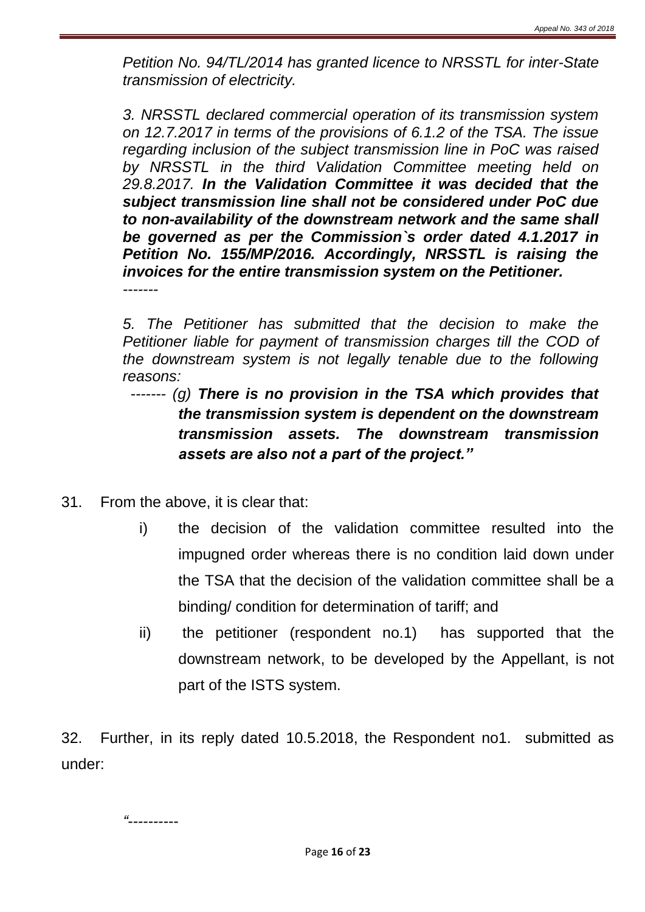*Petition No. 94/TL/2014 has granted licence to NRSSTL for inter-State transmission of electricity.*

*3. NRSSTL declared commercial operation of its transmission system on 12.7.2017 in terms of the provisions of 6.1.2 of the TSA. The issue regarding inclusion of the subject transmission line in PoC was raised by NRSSTL in the third Validation Committee meeting held on 29.8.2017.* ***In the Validation Committee it was decided that the subject transmission line shall not be considered under PoC due to non-availability of the downstream network and the same shall be governed as per the Commission`s order dated 4.1.2017 in Petition No. 155/MP/2016. Accordingly, NRSSTL is raising the invoices for the entire transmission system on the Petitioner.***

*-------*

*5. The Petitioner has submitted that the decision to make the Petitioner liable for payment of transmission charges till the COD of the downstream system is not legally tenable due to the following reasons:*

*------- (g)* ***There is no provision in the TSA which provides that the transmission system is dependent on the downstream transmission assets. The downstream transmission assets are also not a part of the project."***

31. From the above, it is clear that:

i) the decision of the validation committee resulted into the impugned order whereas there is no condition laid down under the TSA that the decision of the validation committee shall be a binding/ condition for determination of tariff; and

ii) the petitioner (respondent no.1) has supported that the downstream network, to be developed by the Appellant, is not part of the ISTS system.

32. Further, in its reply dated 10.5.2018, the Respondent no1. submitted as under:

*"----------*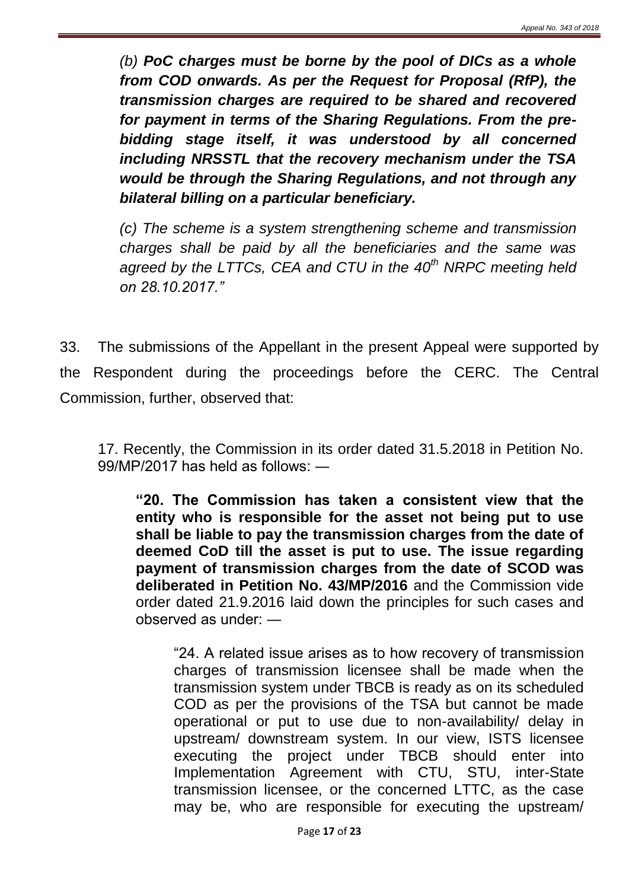*(b)* ***PoC charges must be borne by the pool of DICs as a whole from COD onwards. As per the Request for Proposal (RfP), the transmission charges are required to be shared and recovered for payment in terms of the Sharing Regulations. From the pre-bidding stage itself, it was understood by all concerned including NRSSTL that the recovery mechanism under the TSA would be through the Sharing Regulations, and not through any bilateral billing on a particular beneficiary.***

> *(c) The scheme is a system strengthening scheme and transmission charges shall be paid by all the beneficiaries and the same was agreed by the LTTCs, CEA and CTU in the 40th NRPC meeting held on 28.10.2017."*

33. The submissions of the Appellant in the present Appeal were supported by the Respondent during the proceedings before the CERC. The Central Commission, further, observed that:

> 17. Recently, the Commission in its order dated 31.5.2018 in Petition No. 99/MP/2017 has held as follows: —
>
> > **"20. The Commission has taken a consistent view that the entity who is responsible for the asset not being put to use shall be liable to pay the transmission charges from the date of deemed CoD till the asset is put to use. The issue regarding payment of transmission charges from the date of SCOD was deliberated in Petition No. 43/MP/2016** and the Commission vide order dated 21.9.2016 laid down the principles for such cases and observed as under: —
> >
> > > "24. A related issue arises as to how recovery of transmission charges of transmission licensee shall be made when the transmission system under TBCB is ready as on its scheduled COD as per the provisions of the TSA but cannot be made operational or put to use due to non-availability/ delay in upstream/ downstream system. In our view, ISTS licensee executing the project under TBCB should enter into Implementation Agreement with CTU, STU, inter-State transmission licensee, or the concerned LTTC, as the case may be, who are responsible for executing the upstream/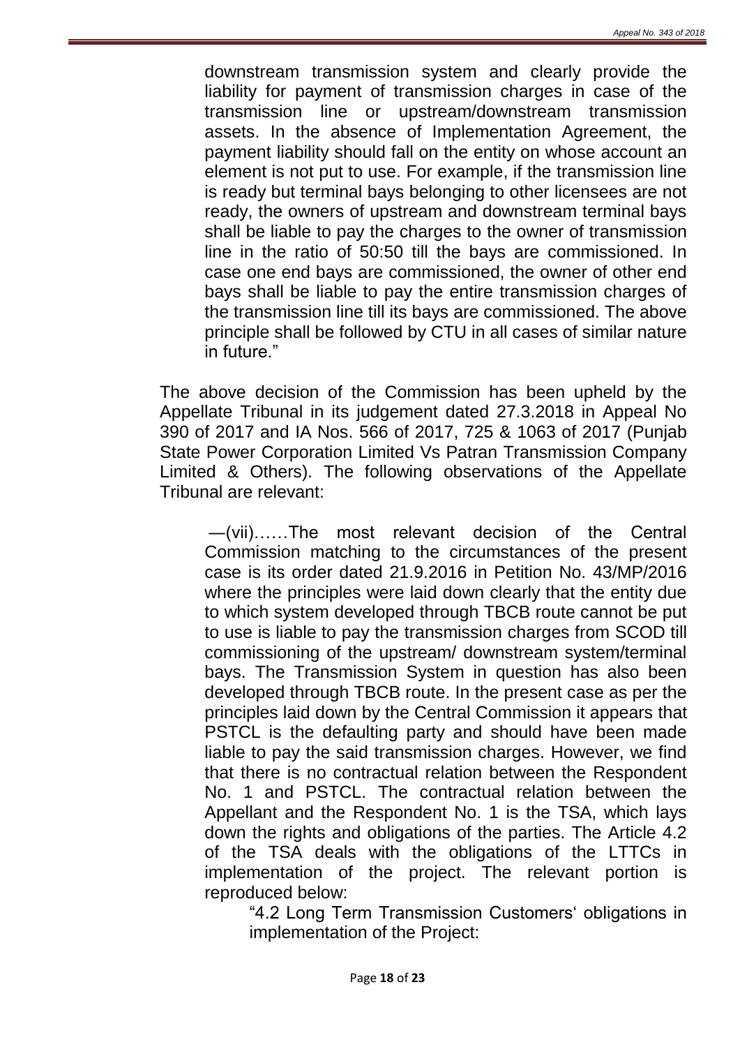> downstream transmission system and clearly provide the liability for payment of transmission charges in case of the transmission line or upstream/downstream transmission assets. In the absence of Implementation Agreement, the payment liability should fall on the entity on whose account an element is not put to use. For example, if the transmission line is ready but terminal bays belonging to other licensees are not ready, the owners of upstream and downstream terminal bays shall be liable to pay the charges to the owner of transmission line in the ratio of 50:50 till the bays are commissioned. In case one end bays are commissioned, the owner of other end bays shall be liable to pay the entire transmission charges of the transmission line till its bays are commissioned. The above principle shall be followed by CTU in all cases of similar nature in future."

The above decision of the Commission has been upheld by the Appellate Tribunal in its judgement dated 27.3.2018 in Appeal No 390 of 2017 and IA Nos. 566 of 2017, 725 & 1063 of 2017 (Punjab State Power Corporation Limited Vs Patran Transmission Company Limited & Others). The following observations of the Appellate Tribunal are relevant:

> ―(vii)……The most relevant decision of the Central Commission matching to the circumstances of the present case is its order dated 21.9.2016 in Petition No. 43/MP/2016 where the principles were laid down clearly that the entity due to which system developed through TBCB route cannot be put to use is liable to pay the transmission charges from SCOD till commissioning of the upstream/ downstream system/terminal bays. The Transmission System in question has also been developed through TBCB route. In the present case as per the principles laid down by the Central Commission it appears that PSTCL is the defaulting party and should have been made liable to pay the said transmission charges. However, we find that there is no contractual relation between the Respondent No. 1 and PSTCL. The contractual relation between the Appellant and the Respondent No. 1 is the TSA, which lays down the rights and obligations of the parties. The Article 4.2 of the TSA deals with the obligations of the LTTCs in implementation of the project. The relevant portion is reproduced below:
>
> > "4.2 Long Term Transmission Customers' obligations in implementation of the Project: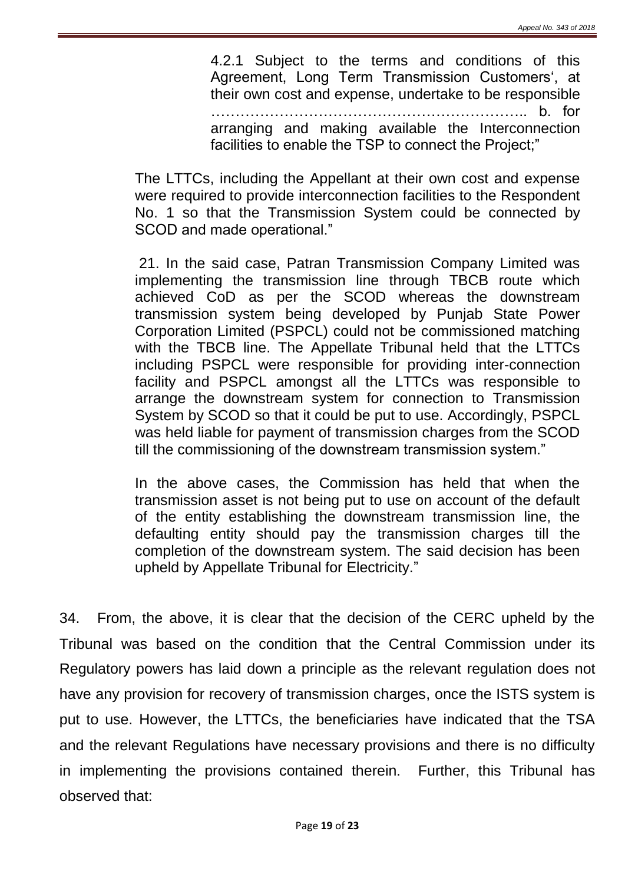> 4.2.1 Subject to the terms and conditions of this Agreement, Long Term Transmission Customers', at their own cost and expense, undertake to be responsible ……………………………………………………….. b. for arranging and making available the Interconnection facilities to enable the TSP to connect the Project;"

> The LTTCs, including the Appellant at their own cost and expense were required to provide interconnection facilities to the Respondent No. 1 so that the Transmission System could be connected by SCOD and made operational."

> 21. In the said case, Patran Transmission Company Limited was implementing the transmission line through TBCB route which achieved CoD as per the SCOD whereas the downstream transmission system being developed by Punjab State Power Corporation Limited (PSPCL) could not be commissioned matching with the TBCB line. The Appellate Tribunal held that the LTTCs including PSPCL were responsible for providing inter-connection facility and PSPCL amongst all the LTTCs was responsible to arrange the downstream system for connection to Transmission System by SCOD so that it could be put to use. Accordingly, PSPCL was held liable for payment of transmission charges from the SCOD till the commissioning of the downstream transmission system."

> In the above cases, the Commission has held that when the transmission asset is not being put to use on account of the default of the entity establishing the downstream transmission line, the defaulting entity should pay the transmission charges till the completion of the downstream system. The said decision has been upheld by Appellate Tribunal for Electricity."

34. From, the above, it is clear that the decision of the CERC upheld by the Tribunal was based on the condition that the Central Commission under its Regulatory powers has laid down a principle as the relevant regulation does not have any provision for recovery of transmission charges, once the ISTS system is put to use. However, the LTTCs, the beneficiaries have indicated that the TSA and the relevant Regulations have necessary provisions and there is no difficulty in implementing the provisions contained therein. Further, this Tribunal has observed that: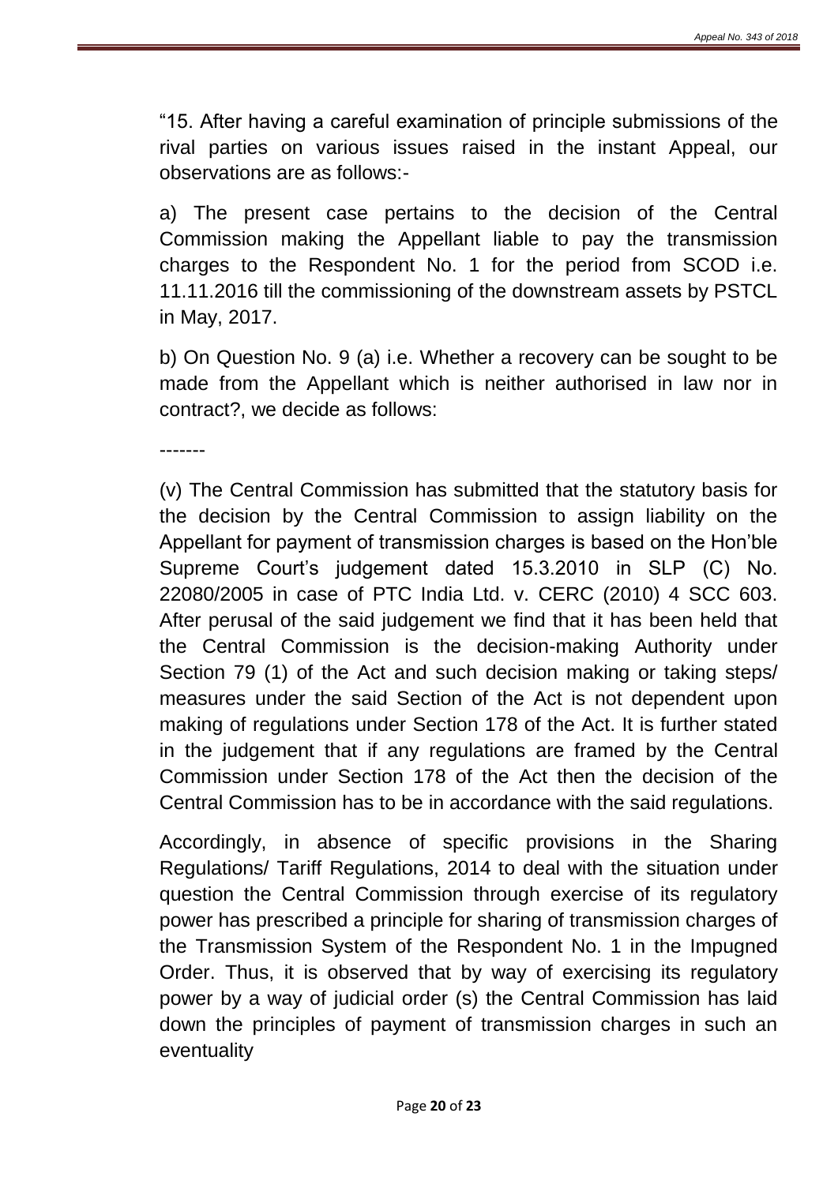"15. After having a careful examination of principle submissions of the rival parties on various issues raised in the instant Appeal, our observations are as follows:-

a) The present case pertains to the decision of the Central Commission making the Appellant liable to pay the transmission charges to the Respondent No. 1 for the period from SCOD i.e. 11.11.2016 till the commissioning of the downstream assets by PSTCL in May, 2017.

b) On Question No. 9 (a) i.e. Whether a recovery can be sought to be made from the Appellant which is neither authorised in law nor in contract?, we decide as follows:

-------

(v) The Central Commission has submitted that the statutory basis for the decision by the Central Commission to assign liability on the Appellant for payment of transmission charges is based on the Hon'ble Supreme Court's judgement dated 15.3.2010 in SLP (C) No. 22080/2005 in case of PTC India Ltd. v. CERC (2010) 4 SCC 603. After perusal of the said judgement we find that it has been held that the Central Commission is the decision-making Authority under Section 79 (1) of the Act and such decision making or taking steps/ measures under the said Section of the Act is not dependent upon making of regulations under Section 178 of the Act. It is further stated in the judgement that if any regulations are framed by the Central Commission under Section 178 of the Act then the decision of the Central Commission has to be in accordance with the said regulations.

Accordingly, in absence of specific provisions in the Sharing Regulations/ Tariff Regulations, 2014 to deal with the situation under question the Central Commission through exercise of its regulatory power has prescribed a principle for sharing of transmission charges of the Transmission System of the Respondent No. 1 in the Impugned Order. Thus, it is observed that by way of exercising its regulatory power by a way of judicial order (s) the Central Commission has laid down the principles of payment of transmission charges in such an eventuality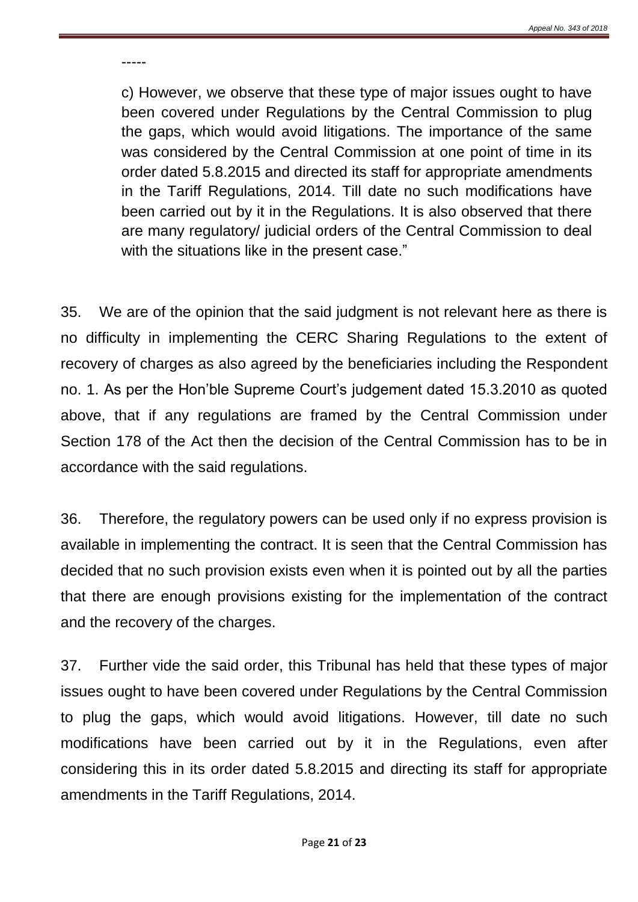-----

> c) However, we observe that these type of major issues ought to have been covered under Regulations by the Central Commission to plug the gaps, which would avoid litigations. The importance of the same was considered by the Central Commission at one point of time in its order dated 5.8.2015 and directed its staff for appropriate amendments in the Tariff Regulations, 2014. Till date no such modifications have been carried out by it in the Regulations. It is also observed that there are many regulatory/ judicial orders of the Central Commission to deal with the situations like in the present case."

35. We are of the opinion that the said judgment is not relevant here as there is no difficulty in implementing the CERC Sharing Regulations to the extent of recovery of charges as also agreed by the beneficiaries including the Respondent no. 1. As per the Hon'ble Supreme Court's judgement dated 15.3.2010 as quoted above, that if any regulations are framed by the Central Commission under Section 178 of the Act then the decision of the Central Commission has to be in accordance with the said regulations.

36. Therefore, the regulatory powers can be used only if no express provision is available in implementing the contract. It is seen that the Central Commission has decided that no such provision exists even when it is pointed out by all the parties that there are enough provisions existing for the implementation of the contract and the recovery of the charges.

37. Further vide the said order, this Tribunal has held that these types of major issues ought to have been covered under Regulations by the Central Commission to plug the gaps, which would avoid litigations. However, till date no such modifications have been carried out by it in the Regulations, even after considering this in its order dated 5.8.2015 and directing its staff for appropriate amendments in the Tariff Regulations, 2014.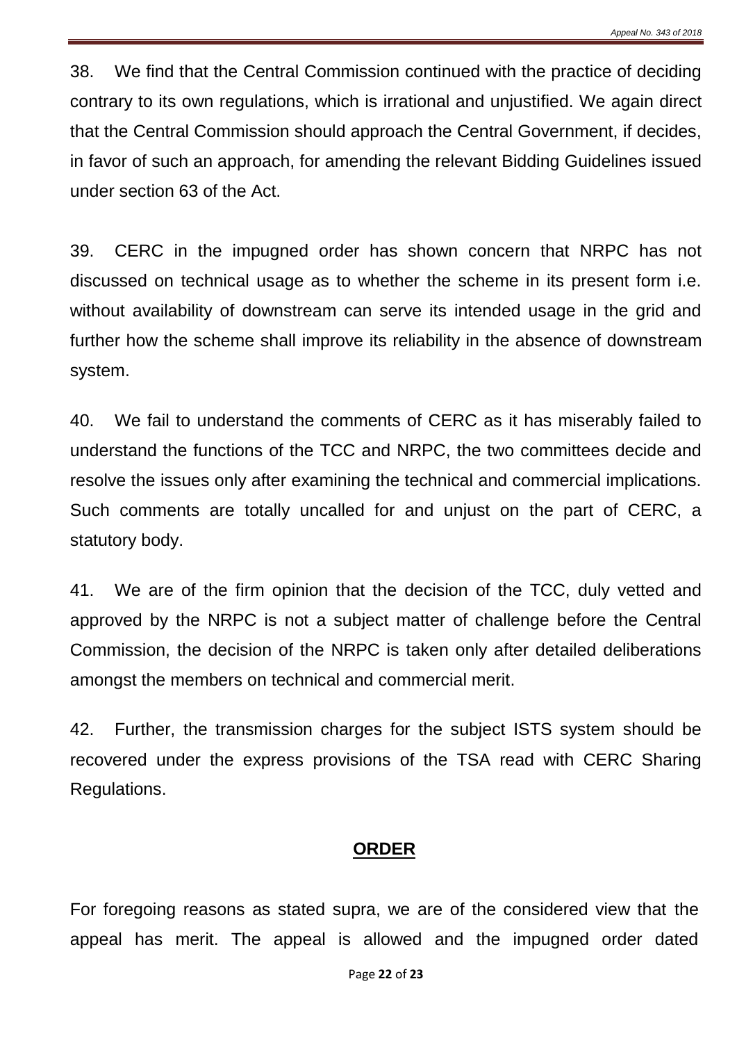38. We find that the Central Commission continued with the practice of deciding contrary to its own regulations, which is irrational and unjustified. We again direct that the Central Commission should approach the Central Government, if decides, in favor of such an approach, for amending the relevant Bidding Guidelines issued under section 63 of the Act.

39. CERC in the impugned order has shown concern that NRPC has not discussed on technical usage as to whether the scheme in its present form i.e. without availability of downstream can serve its intended usage in the grid and further how the scheme shall improve its reliability in the absence of downstream system.

40. We fail to understand the comments of CERC as it has miserably failed to understand the functions of the TCC and NRPC, the two committees decide and resolve the issues only after examining the technical and commercial implications. Such comments are totally uncalled for and unjust on the part of CERC, a statutory body.

41. We are of the firm opinion that the decision of the TCC, duly vetted and approved by the NRPC is not a subject matter of challenge before the Central Commission, the decision of the NRPC is taken only after detailed deliberations amongst the members on technical and commercial merit.

42. Further, the transmission charges for the subject ISTS system should be recovered under the express provisions of the TSA read with CERC Sharing Regulations.

## **ORDER**

For foregoing reasons as stated supra, we are of the considered view that the appeal has merit. The appeal is allowed and the impugned order dated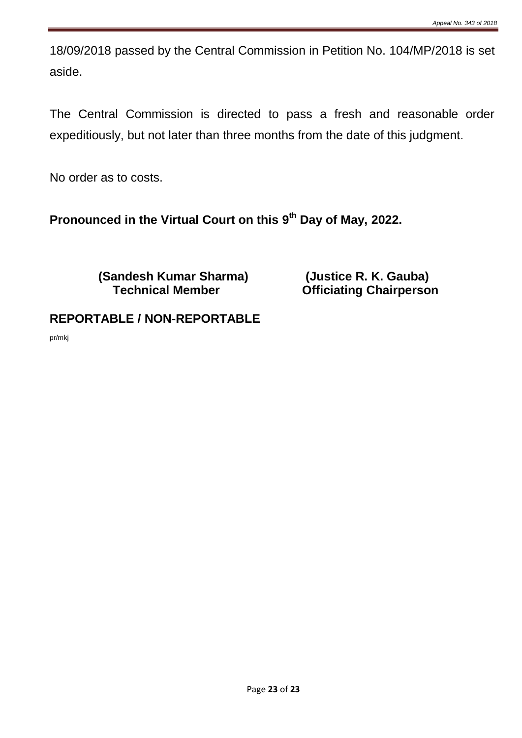18/09/2018 passed by the Central Commission in Petition No. 104/MP/2018 is set aside.

The Central Commission is directed to pass a fresh and reasonable order expeditiously, but not later than three months from the date of this judgment.

No order as to costs.

**Pronounced in the Virtual Court on this 9th Day of May, 2022.**

**(Sandesh Kumar Sharma)**
**Technical Member**

**(Justice R. K. Gauba)**
**Officiating Chairperson**

**REPORTABLE / ~~NON-REPORTABLE~~**

pr/mkj